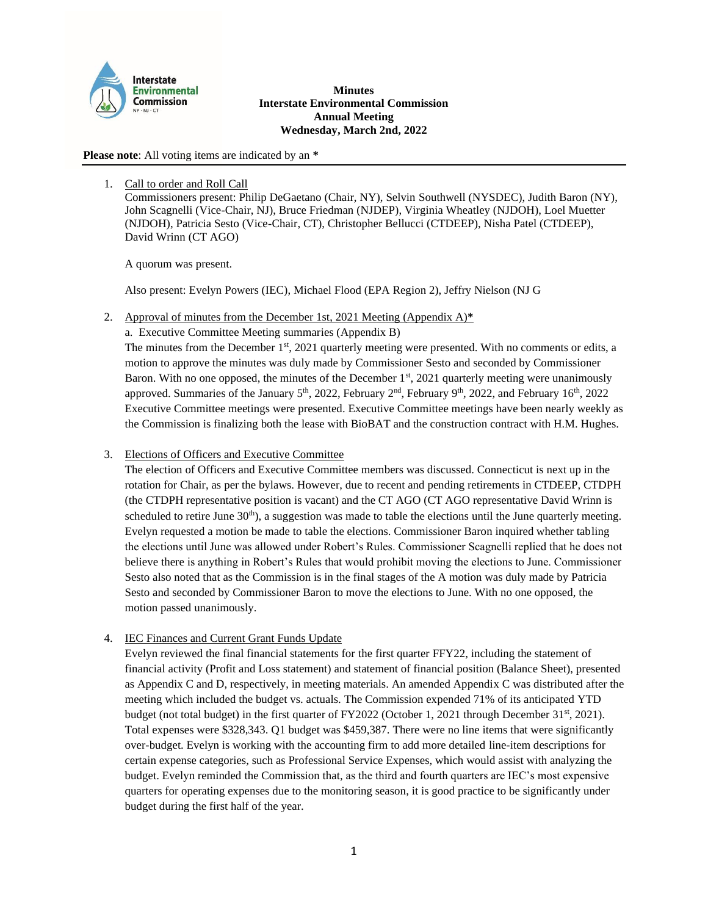# Minutes
# Interstate Environmental Commission
# Annual Meeting
# Wednesday, March 2nd, 2022

**Please note**: All voting items are indicated by an *

1. Call to order and Roll Call
   Commissioners present: Philip DeGaetano (Chair, NY), Selvin Southwell (NYSDEC), Judith Baron (NY), John Scagnelli (Vice-Chair, NJ), Bruce Friedman (NJDEP), Virginia Wheatley (NJDOH), Loel Muetter (NJDOH), Patricia Sesto (Vice-Chair, CT), Christopher Bellucci (CTDEEP), Nisha Patel (CTDEEP), David Wrinn (CT AGO)

   A quorum was present.

   Also present: Evelyn Powers (IEC), Michael Flood (EPA Region 2), Jeffry Nielson (NJ G

2. Approval of minutes from the December 1st, 2021 Meeting (Appendix A)*
   a. Executive Committee Meeting summaries (Appendix B)
   The minutes from the December 1st, 2021 quarterly meeting were presented. With no comments or edits, a motion to approve the minutes was duly made by Commissioner Sesto and seconded by Commissioner Baron. With no one opposed, the minutes of the December 1st, 2021 quarterly meeting were unanimously approved. Summaries of the January 5th, 2022, February 2nd, February 9th, 2022, and February 16th, 2022 Executive Committee meetings were presented. Executive Committee meetings have been nearly weekly as the Commission is finalizing both the lease with BioBAT and the construction contract with H.M. Hughes.

3. Elections of Officers and Executive Committee
   The election of Officers and Executive Committee members was discussed. Connecticut is next up in the rotation for Chair, as per the bylaws. However, due to recent and pending retirements in CTDEEP, CTDPH (the CTDPH representative position is vacant) and the CT AGO (CT AGO representative David Wrinn is scheduled to retire June 30th), a suggestion was made to table the elections until the June quarterly meeting. Evelyn requested a motion be made to table the elections. Commissioner Baron inquired whether tabling the elections until June was allowed under Robert's Rules. Commissioner Scagnelli replied that he does not believe there is anything in Robert's Rules that would prohibit moving the elections to June. Commissioner Sesto also noted that as the Commission is in the final stages of the A motion was duly made by Patricia Sesto and seconded by Commissioner Baron to move the elections to June. With no one opposed, the motion passed unanimously.

4. IEC Finances and Current Grant Funds Update
   Evelyn reviewed the final financial statements for the first quarter FFY22, including the statement of financial activity (Profit and Loss statement) and statement of financial position (Balance Sheet), presented as Appendix C and D, respectively, in meeting materials. An amended Appendix C was distributed after the meeting which included the budget vs. actuals. The Commission expended 71% of its anticipated YTD budget (not total budget) in the first quarter of FY2022 (October 1, 2021 through December 31st, 2021). Total expenses were $328,343. Q1 budget was $459,387. There were no line items that were significantly over-budget. Evelyn is working with the accounting firm to add more detailed line-item descriptions for certain expense categories, such as Professional Service Expenses, which would assist with analyzing the budget. Evelyn reminded the Commission that, as the third and fourth quarters are IEC's most expensive quarters for operating expenses due to the monitoring season, it is good practice to be significantly under budget during the first half of the year.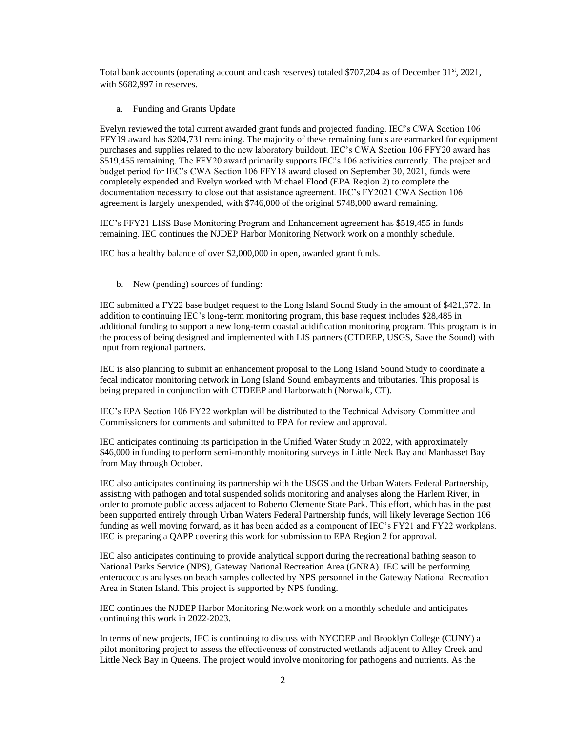Total bank accounts (operating account and cash reserves) totaled $707,204 as of December 31st, 2021, with $682,997 in reserves.

a. Funding and Grants Update

Evelyn reviewed the total current awarded grant funds and projected funding. IEC's CWA Section 106 FFY19 award has $204,731 remaining. The majority of these remaining funds are earmarked for equipment purchases and supplies related to the new laboratory buildout. IEC's CWA Section 106 FFY20 award has $519,455 remaining. The FFY20 award primarily supports IEC's 106 activities currently. The project and budget period for IEC's CWA Section 106 FFY18 award closed on September 30, 2021, funds were completely expended and Evelyn worked with Michael Flood (EPA Region 2) to complete the documentation necessary to close out that assistance agreement. IEC's FY2021 CWA Section 106 agreement is largely unexpended, with $746,000 of the original $748,000 award remaining.

IEC's FFY21 LISS Base Monitoring Program and Enhancement agreement has $519,455 in funds remaining. IEC continues the NJDEP Harbor Monitoring Network work on a monthly schedule.

IEC has a healthy balance of over $2,000,000 in open, awarded grant funds.

b. New (pending) sources of funding:

IEC submitted a FY22 base budget request to the Long Island Sound Study in the amount of $421,672. In addition to continuing IEC's long-term monitoring program, this base request includes $28,485 in additional funding to support a new long-term coastal acidification monitoring program. This program is in the process of being designed and implemented with LIS partners (CTDEEP, USGS, Save the Sound) with input from regional partners.

IEC is also planning to submit an enhancement proposal to the Long Island Sound Study to coordinate a fecal indicator monitoring network in Long Island Sound embayments and tributaries. This proposal is being prepared in conjunction with CTDEEP and Harborwatch (Norwalk, CT).

IEC's EPA Section 106 FY22 workplan will be distributed to the Technical Advisory Committee and Commissioners for comments and submitted to EPA for review and approval.

IEC anticipates continuing its participation in the Unified Water Study in 2022, with approximately $46,000 in funding to perform semi-monthly monitoring surveys in Little Neck Bay and Manhasset Bay from May through October.

IEC also anticipates continuing its partnership with the USGS and the Urban Waters Federal Partnership, assisting with pathogen and total suspended solids monitoring and analyses along the Harlem River, in order to promote public access adjacent to Roberto Clemente State Park. This effort, which has in the past been supported entirely through Urban Waters Federal Partnership funds, will likely leverage Section 106 funding as well moving forward, as it has been added as a component of IEC's FY21 and FY22 workplans. IEC is preparing a QAPP covering this work for submission to EPA Region 2 for approval.

IEC also anticipates continuing to provide analytical support during the recreational bathing season to National Parks Service (NPS), Gateway National Recreation Area (GNRA). IEC will be performing enterococcus analyses on beach samples collected by NPS personnel in the Gateway National Recreation Area in Staten Island. This project is supported by NPS funding.

IEC continues the NJDEP Harbor Monitoring Network work on a monthly schedule and anticipates continuing this work in 2022-2023.

In terms of new projects, IEC is continuing to discuss with NYCDEP and Brooklyn College (CUNY) a pilot monitoring project to assess the effectiveness of constructed wetlands adjacent to Alley Creek and Little Neck Bay in Queens. The project would involve monitoring for pathogens and nutrients. As the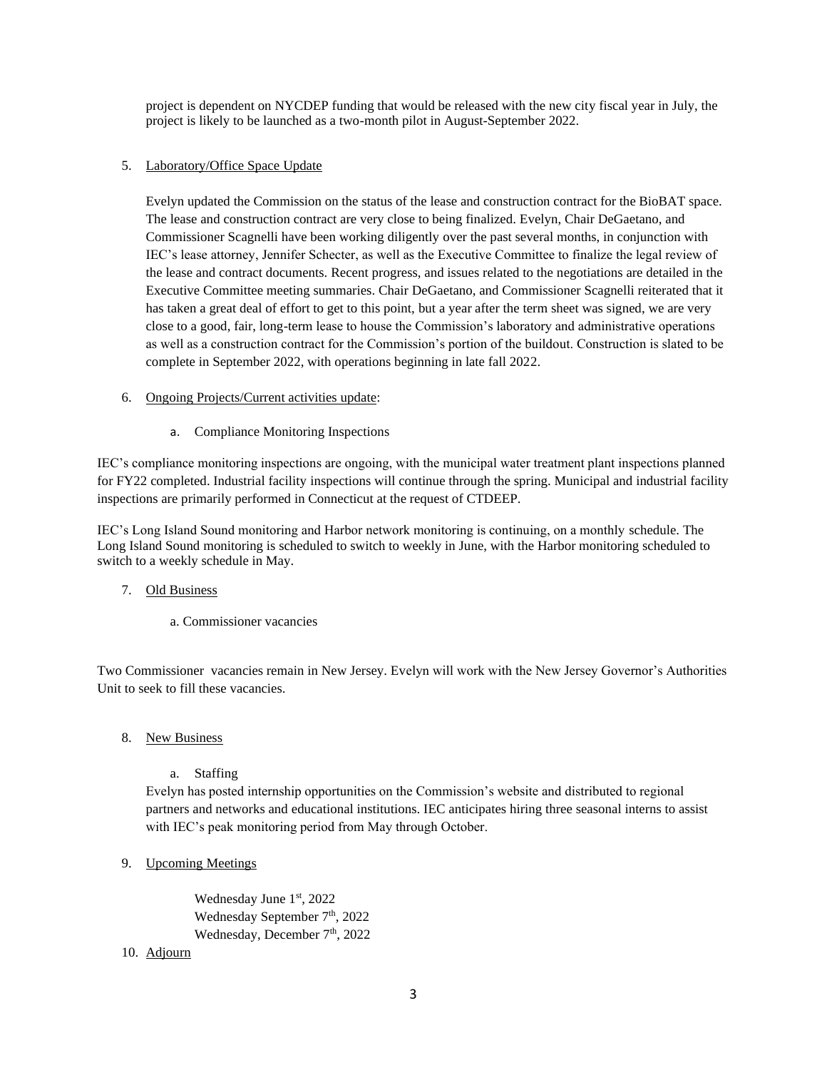project is dependent on NYCDEP funding that would be released with the new city fiscal year in July, the project is likely to be launched as a two-month pilot in August-September 2022.

5. <u>Laboratory/Office Space Update</u>

   Evelyn updated the Commission on the status of the lease and construction contract for the BioBAT space. The lease and construction contract are very close to being finalized. Evelyn, Chair DeGaetano, and Commissioner Scagnelli have been working diligently over the past several months, in conjunction with IEC's lease attorney, Jennifer Schecter, as well as the Executive Committee to finalize the legal review of the lease and contract documents. Recent progress, and issues related to the negotiations are detailed in the Executive Committee meeting summaries. Chair DeGaetano, and Commissioner Scagnelli reiterated that it has taken a great deal of effort to get to this point, but a year after the term sheet was signed, we are very close to a good, fair, long-term lease to house the Commission's laboratory and administrative operations as well as a construction contract for the Commission's portion of the buildout. Construction is slated to be complete in September 2022, with operations beginning in late fall 2022.

6. <u>Ongoing Projects/Current activities update</u>:

   a. Compliance Monitoring Inspections

IEC's compliance monitoring inspections are ongoing, with the municipal water treatment plant inspections planned for FY22 completed. Industrial facility inspections will continue through the spring. Municipal and industrial facility inspections are primarily performed in Connecticut at the request of CTDEEP.

IEC's Long Island Sound monitoring and Harbor network monitoring is continuing, on a monthly schedule. The Long Island Sound monitoring is scheduled to switch to weekly in June, with the Harbor monitoring scheduled to switch to a weekly schedule in May.

7. <u>Old Business</u>

   a. Commissioner vacancies

Two Commissioner vacancies remain in New Jersey. Evelyn will work with the New Jersey Governor's Authorities Unit to seek to fill these vacancies.

8. <u>New Business</u>

   a. Staffing

   Evelyn has posted internship opportunities on the Commission's website and distributed to regional partners and networks and educational institutions. IEC anticipates hiring three seasonal interns to assist with IEC's peak monitoring period from May through October.

9. <u>Upcoming Meetings</u>

   Wednesday June 1st, 2022
   Wednesday September 7th, 2022
   Wednesday, December 7th, 2022

10. <u>Adjourn</u>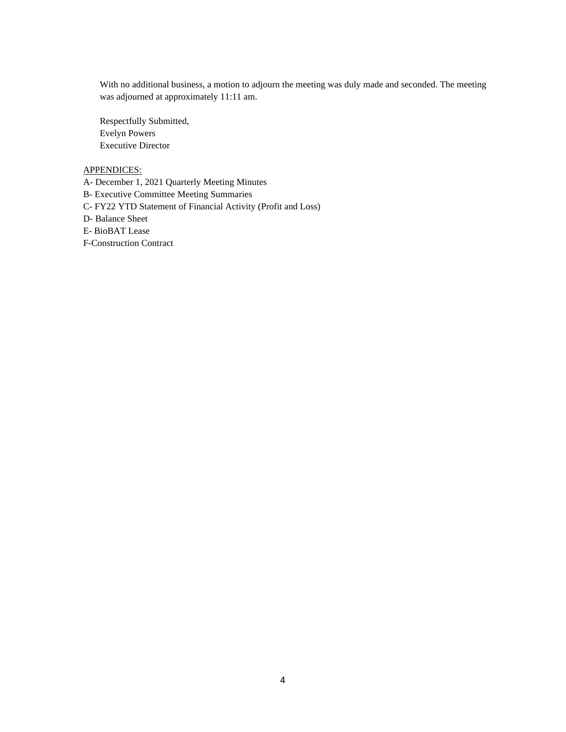With no additional business, a motion to adjourn the meeting was duly made and seconded. The meeting was adjourned at approximately 11:11 am.

Respectfully Submitted,
Evelyn Powers
Executive Director

<u>APPENDICES:</u>

A- December 1, 2021 Quarterly Meeting Minutes
B- Executive Committee Meeting Summaries
C- FY22 YTD Statement of Financial Activity (Profit and Loss)
D- Balance Sheet
E- BioBAT Lease
F-Construction Contract